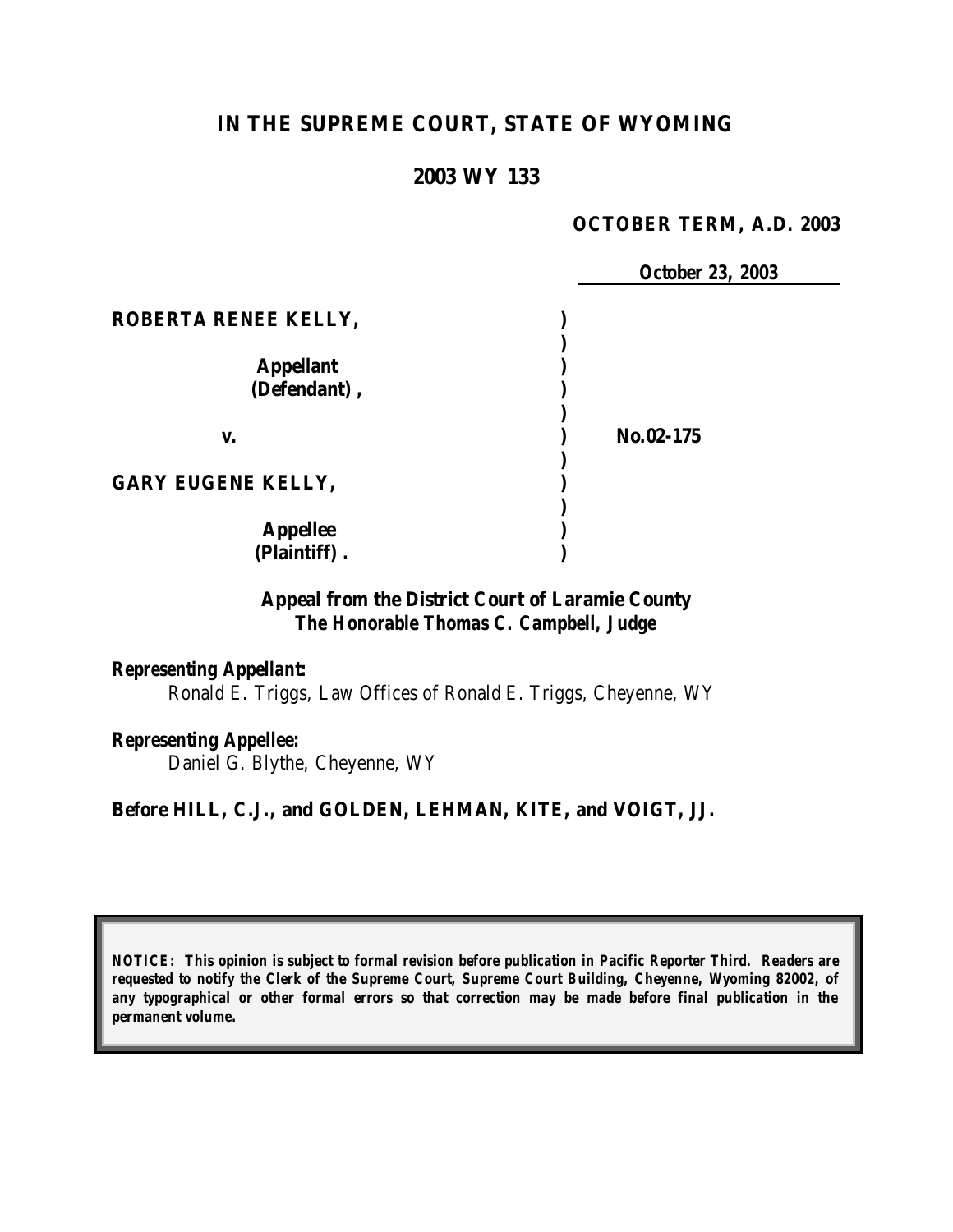# IN THE SUPREME COURT, STATE OF WYOMING

## 2003 WY 133

**OCTOBER TERM, A.D. 2003**

***October 23, 2003***

| | | |
|---|---|---|
| **ROBERTA RENEE KELLY,** | ) | |
| | ) | |
| **Appellant** | ) | |
| **(Defendant),** | ) | |
| | ) | |
| **v.** | ) | **No.02-175** |
| | ) | |
| **GARY EUGENE KELLY,** | ) | |
| | ) | |
| **Appellee** | ) | |
| **(Plaintiff).** | ) | |

***Appeal from the District Court of Laramie County***
***The Honorable Thomas C. Campbell, Judge***

***Representing Appellant:***
Ronald E. Triggs, Law Offices of Ronald E. Triggs, Cheyenne, WY

***Representing Appellee:***
Daniel G. Blythe, Cheyenne, WY

**Before HILL, C.J., and GOLDEN, LEHMAN, KITE, and VOIGT, JJ.**

***NOTICE: This opinion is subject to formal revision before publication in Pacific Reporter Third. Readers are requested to notify the Clerk of the Supreme Court, Supreme Court Building, Cheyenne, Wyoming 82002, of any typographical or other formal errors so that correction may be made before final publication in the permanent volume.***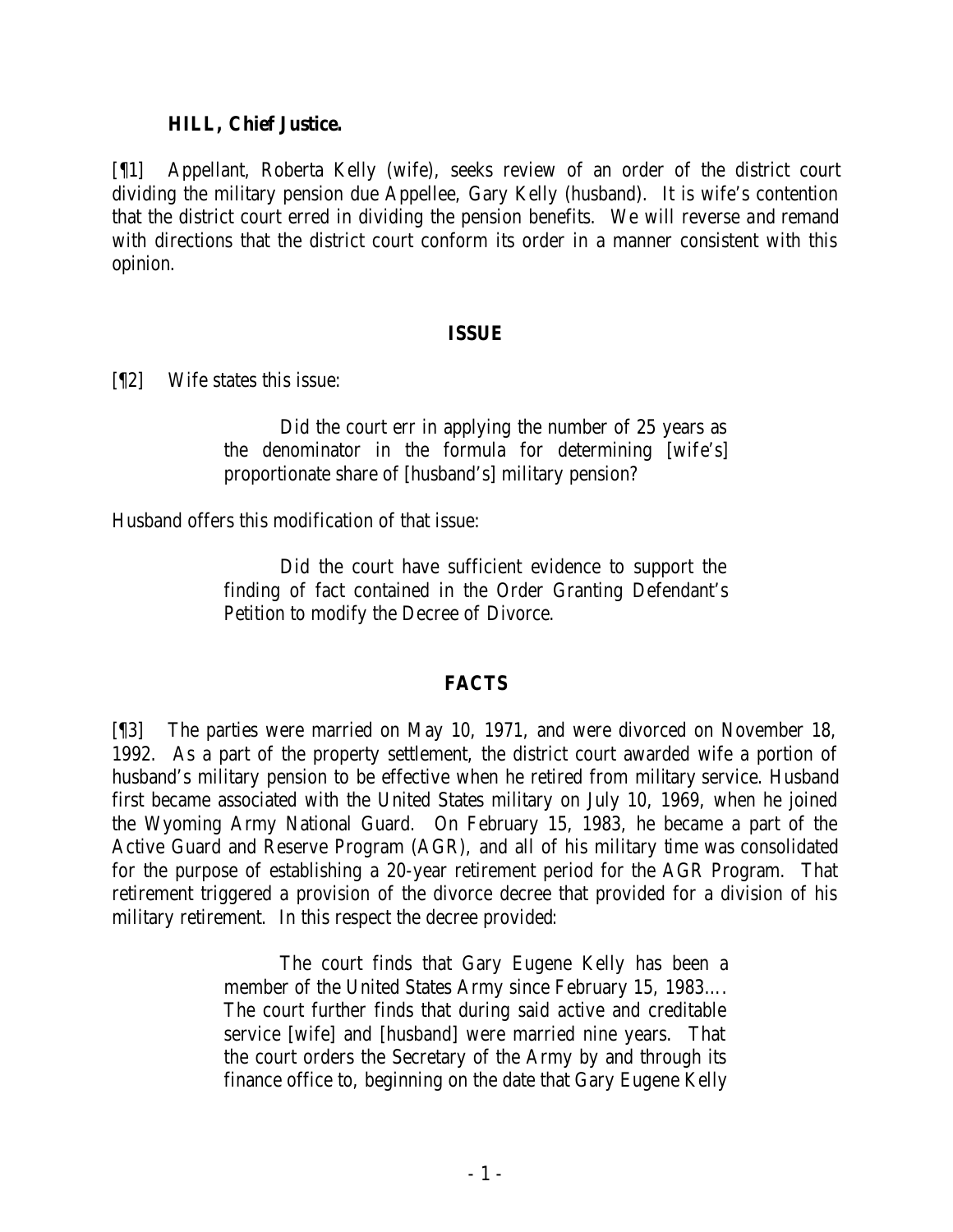**HILL, Chief Justice.**

[¶1] Appellant, Roberta Kelly (wife), seeks review of an order of the district court dividing the military pension due Appellee, Gary Kelly (husband). It is wife's contention that the district court erred in dividing the pension benefits. We will reverse and remand with directions that the district court conform its order in a manner consistent with this opinion.

## ISSUE

[¶2] Wife states this issue:

> Did the court err in applying the number of 25 years as the denominator in the formula for determining [wife's] proportionate share of [husband's] military pension?

Husband offers this modification of that issue:

> Did the court have sufficient evidence to support the finding of fact contained in the Order Granting Defendant's Petition to modify the Decree of Divorce.

## FACTS

[¶3] The parties were married on May 10, 1971, and were divorced on November 18, 1992. As a part of the property settlement, the district court awarded wife a portion of husband's military pension to be effective when he retired from military service. Husband first became associated with the United States military on July 10, 1969, when he joined the Wyoming Army National Guard. On February 15, 1983, he became a part of the Active Guard and Reserve Program (AGR), and all of his military time was consolidated for the purpose of establishing a 20-year retirement period for the AGR Program. That retirement triggered a provision of the divorce decree that provided for a division of his military retirement. In this respect the decree provided:

> The court finds that Gary Eugene Kelly has been a member of the United States Army since February 15, 1983.... The court further finds that during said active and creditable service [wife] and [husband] were married nine years. That the court orders the Secretary of the Army by and through its finance office to, beginning on the date that Gary Eugene Kelly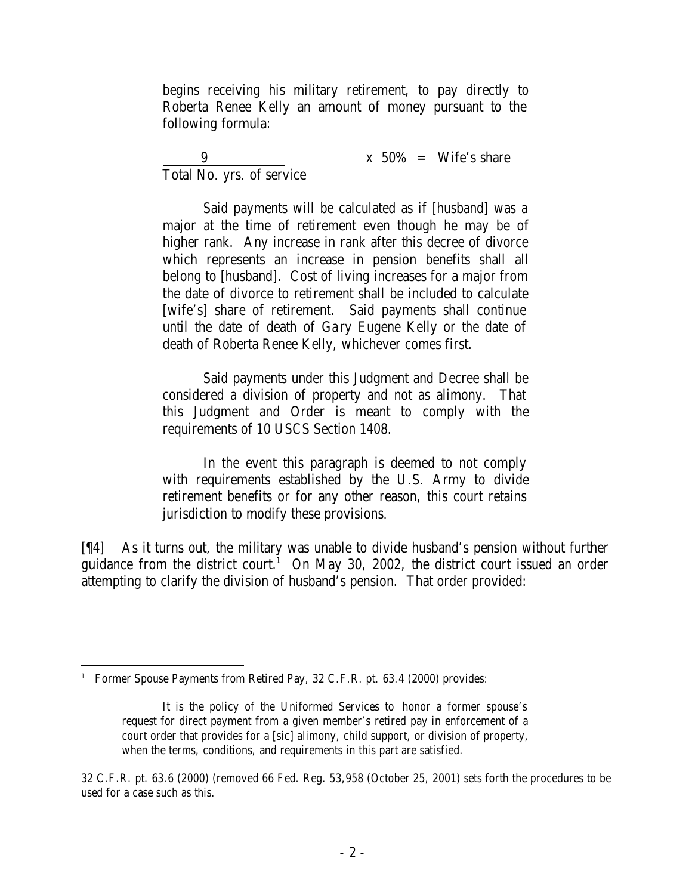begins receiving his military retirement, to pay directly to Roberta Renee Kelly an amount of money pursuant to the following formula:

$$\frac{9}{\text{Total No. yrs. of service}} \times 50\% = \text{Wife's share}$$

Said payments will be calculated as if [husband] was a major at the time of retirement even though he may be of higher rank. Any increase in rank after this decree of divorce which represents an increase in pension benefits shall all belong to [husband]. Cost of living increases for a major from the date of divorce to retirement shall be included to calculate [wife's] share of retirement. Said payments shall continue until the date of death of Gary Eugene Kelly or the date of death of Roberta Renee Kelly, whichever comes first.

Said payments under this Judgment and Decree shall be considered a division of property and not as alimony. That this Judgment and Order is meant to comply with the requirements of 10 USCS Section 1408.

In the event this paragraph is deemed to not comply with requirements established by the U.S. Army to divide retirement benefits or for any other reason, this court retains jurisdiction to modify these provisions.

[¶4] As it turns out, the military was unable to divide husband's pension without further guidance from the district court.[1] On May 30, 2002, the district court issued an order attempting to clarify the division of husband's pension. That order provided:

---

[1] Former Spouse Payments from Retired Pay, 32 C.F.R. pt. 63.4 (2000) provides:

> It is the policy of the Uniformed Services to honor a former spouse's request for direct payment from a given member's retired pay in enforcement of a court order that provides for a [sic] alimony, child support, or division of property, when the terms, conditions, and requirements in this part are satisfied.

32 C.F.R. pt. 63.6 (2000) (removed 66 Fed. Reg. 53,958 (October 25, 2001) sets forth the procedures to be used for a case such as this.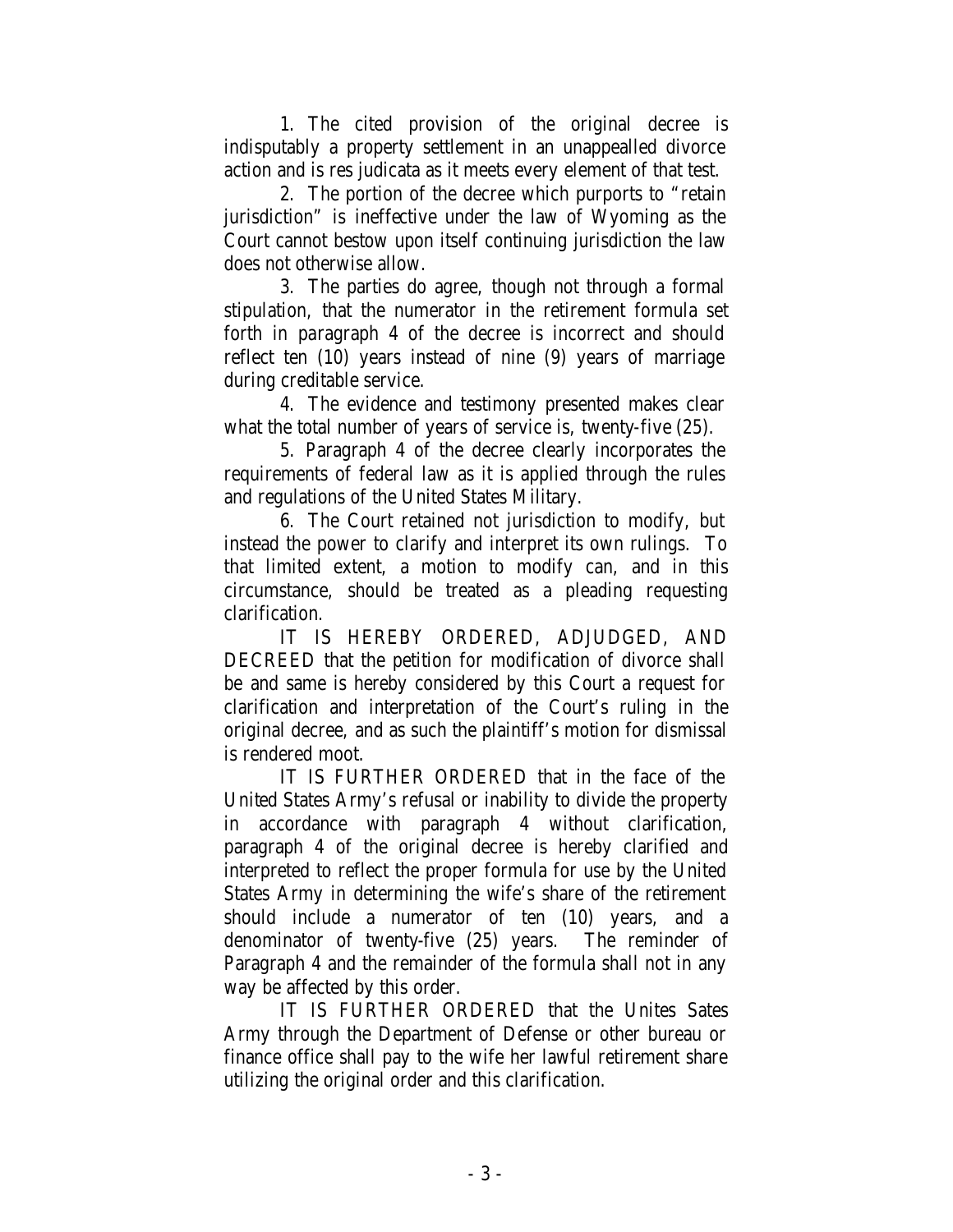1. The cited provision of the original decree is indisputably a property settlement in an unappealled divorce action and is res judicata as it meets every element of that test.

2. The portion of the decree which purports to "retain jurisdiction" is ineffective under the law of Wyoming as the Court cannot bestow upon itself continuing jurisdiction the law does not otherwise allow.

3. The parties do agree, though not through a formal stipulation, that the numerator in the retirement formula set forth in paragraph 4 of the decree is incorrect and should reflect ten (10) years instead of nine (9) years of marriage during creditable service.

4. The evidence and testimony presented makes clear what the total number of years of service is, twenty-five (25).

5. Paragraph 4 of the decree clearly incorporates the requirements of federal law as it is applied through the rules and regulations of the United States Military.

6. The Court retained not jurisdiction to modify, but instead the power to clarify and interpret its own rulings. To that limited extent, a motion to modify can, and in this circumstance, should be treated as a pleading requesting clarification.

IT IS HEREBY ORDERED, ADJUDGED, AND DECREED that the petition for modification of divorce shall be and same is hereby considered by this Court a request for clarification and interpretation of the Court's ruling in the original decree, and as such the plaintiff's motion for dismissal is rendered moot.

IT IS FURTHER ORDERED that in the face of the United States Army's refusal or inability to divide the property in accordance with paragraph 4 without clarification, paragraph 4 of the original decree is hereby clarified and interpreted to reflect the proper formula for use by the United States Army in determining the wife's share of the retirement should include a numerator of ten (10) years, and a denominator of twenty-five (25) years. The reminder of Paragraph 4 and the remainder of the formula shall not in any way be affected by this order.

IT IS FURTHER ORDERED that the Unites Sates Army through the Department of Defense or other bureau or finance office shall pay to the wife her lawful retirement share utilizing the original order and this clarification.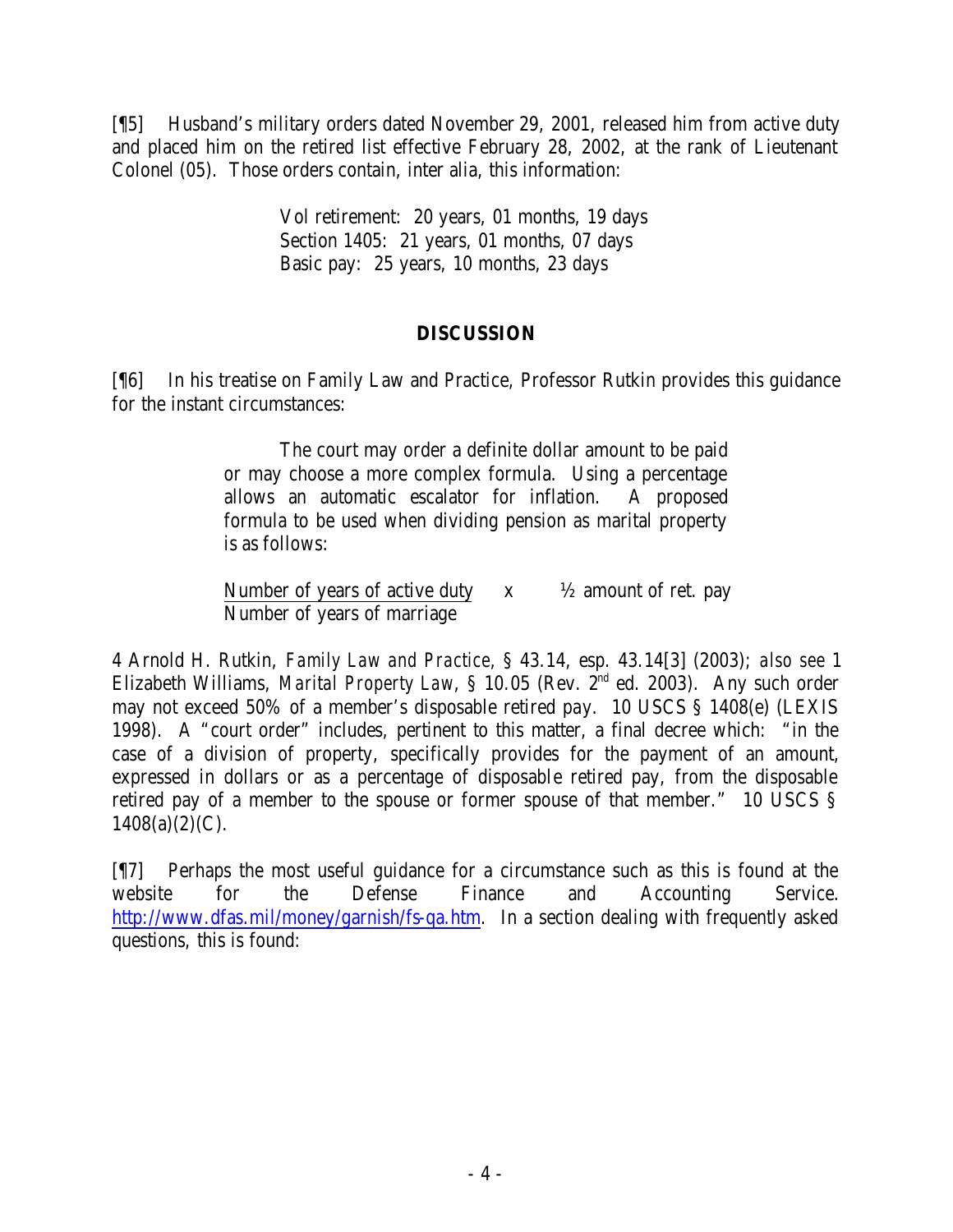[¶5] Husband's military orders dated November 29, 2001, released him from active duty and placed him on the retired list effective February 28, 2002, at the rank of Lieutenant Colonel (05). Those orders contain, inter alia, this information:

> Vol retirement: 20 years, 01 months, 19 days
> Section 1405: 21 years, 01 months, 07 days
> Basic pay: 25 years, 10 months, 23 days

## DISCUSSION

[¶6] In his treatise on Family Law and Practice, Professor Rutkin provides this guidance for the instant circumstances:

> The court may order a definite dollar amount to be paid or may choose a more complex formula. Using a percentage allows an automatic escalator for inflation. A proposed formula to be used when dividing pension as marital property is as follows:
>
> $$\frac{\text{Number of years of active duty}}{\text{Number of years of marriage}} \quad \text{x} \quad \tfrac{1}{2} \text{ amount of ret. pay}$$

4 Arnold H. Rutkin, *Family Law and Practice*, § 43.14, esp. 43.14[3] (2003); *also see* 1 Elizabeth Williams, *Marital Property Law*, § 10.05 (Rev. 2nd ed. 2003). Any such order may not exceed 50% of a member's disposable retired pay. 10 USCS § 1408(e) (LEXIS 1998). A "court order" includes, pertinent to this matter, a final decree which: "in the case of a division of property, specifically provides for the payment of an amount, expressed in dollars or as a percentage of disposable retired pay, from the disposable retired pay of a member to the spouse or former spouse of that member." 10 USCS § 1408(a)(2)(C).

[¶7] Perhaps the most useful guidance for a circumstance such as this is found at the website for the Defense Finance and Accounting Service. http://www.dfas.mil/money/garnish/fs-qa.htm. In a section dealing with frequently asked questions, this is found: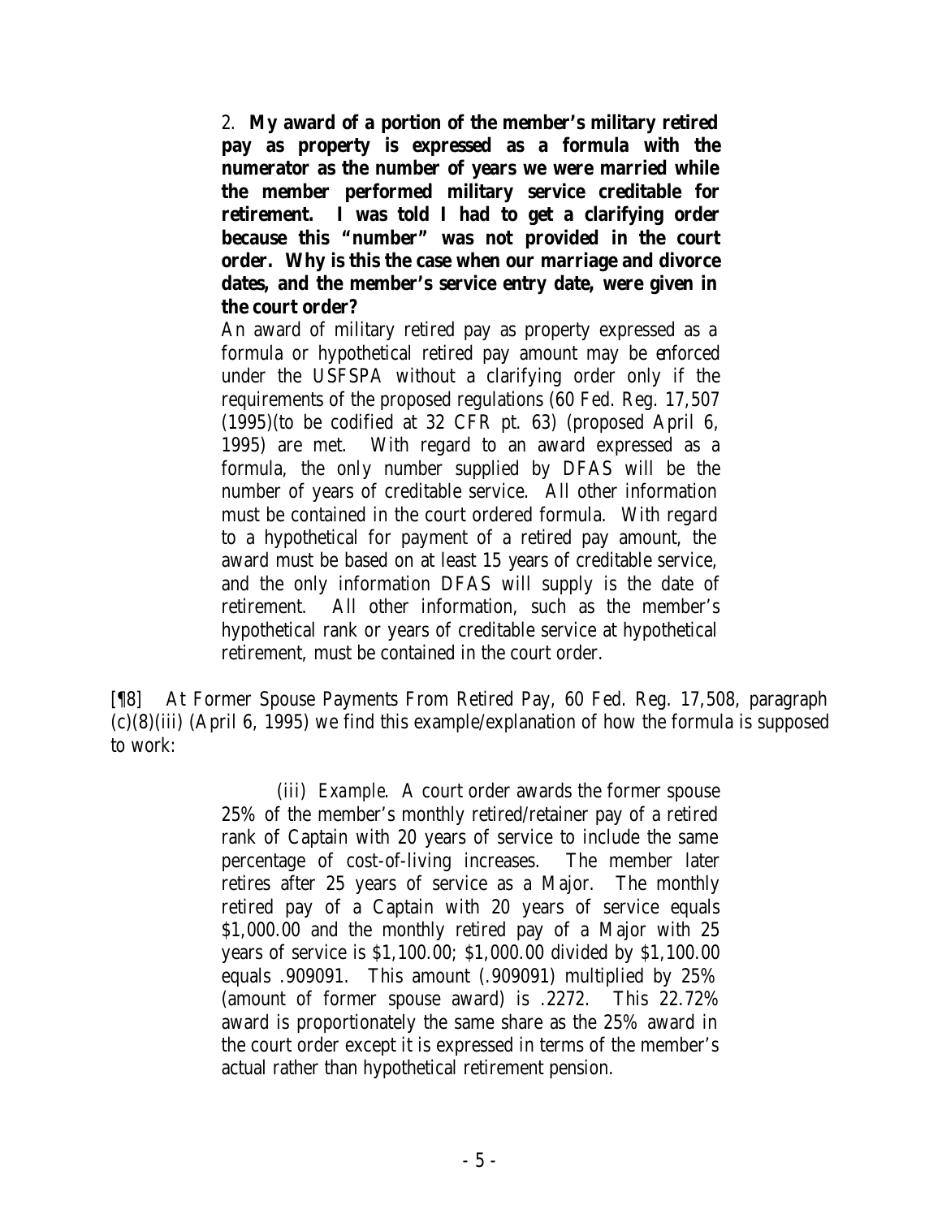> 2. **My award of a portion of the member's military retired pay as property is expressed as a formula with the numerator as the number of years we were married while the member performed military service creditable for retirement. I was told I had to get a clarifying order because this "number" was not provided in the court order. Why is this the case when our marriage and divorce dates, and the member's service entry date, were given in the court order?**
>
> An award of military retired pay as property expressed as a formula or hypothetical retired pay amount may be enforced under the USFSPA without a clarifying order only if the requirements of the proposed regulations (60 Fed. Reg. 17,507 (1995)(to be codified at 32 CFR pt. 63) (proposed April 6, 1995) are met. With regard to an award expressed as a formula, the only number supplied by DFAS will be the number of years of creditable service. All other information must be contained in the court ordered formula. With regard to a hypothetical for payment of a retired pay amount, the award must be based on at least 15 years of creditable service, and the only information DFAS will supply is the date of retirement. All other information, such as the member's hypothetical rank or years of creditable service at hypothetical retirement, must be contained in the court order.

[¶8] At Former Spouse Payments From Retired Pay, 60 Fed. Reg. 17,508, paragraph (c)(8)(iii) (April 6, 1995) we find this example/explanation of how the formula is supposed to work:

> (iii) *Example*. A court order awards the former spouse 25% of the member's monthly retired/retainer pay of a retired rank of Captain with 20 years of service to include the same percentage of cost-of-living increases. The member later retires after 25 years of service as a Major. The monthly retired pay of a Captain with 20 years of service equals $1,000.00 and the monthly retired pay of a Major with 25 years of service is $1,100.00; $1,000.00 divided by $1,100.00 equals .909091. This amount (.909091) multiplied by 25% (amount of former spouse award) is .2272. This 22.72% award is proportionately the same share as the 25% award in the court order except it is expressed in terms of the member's actual rather than hypothetical retirement pension.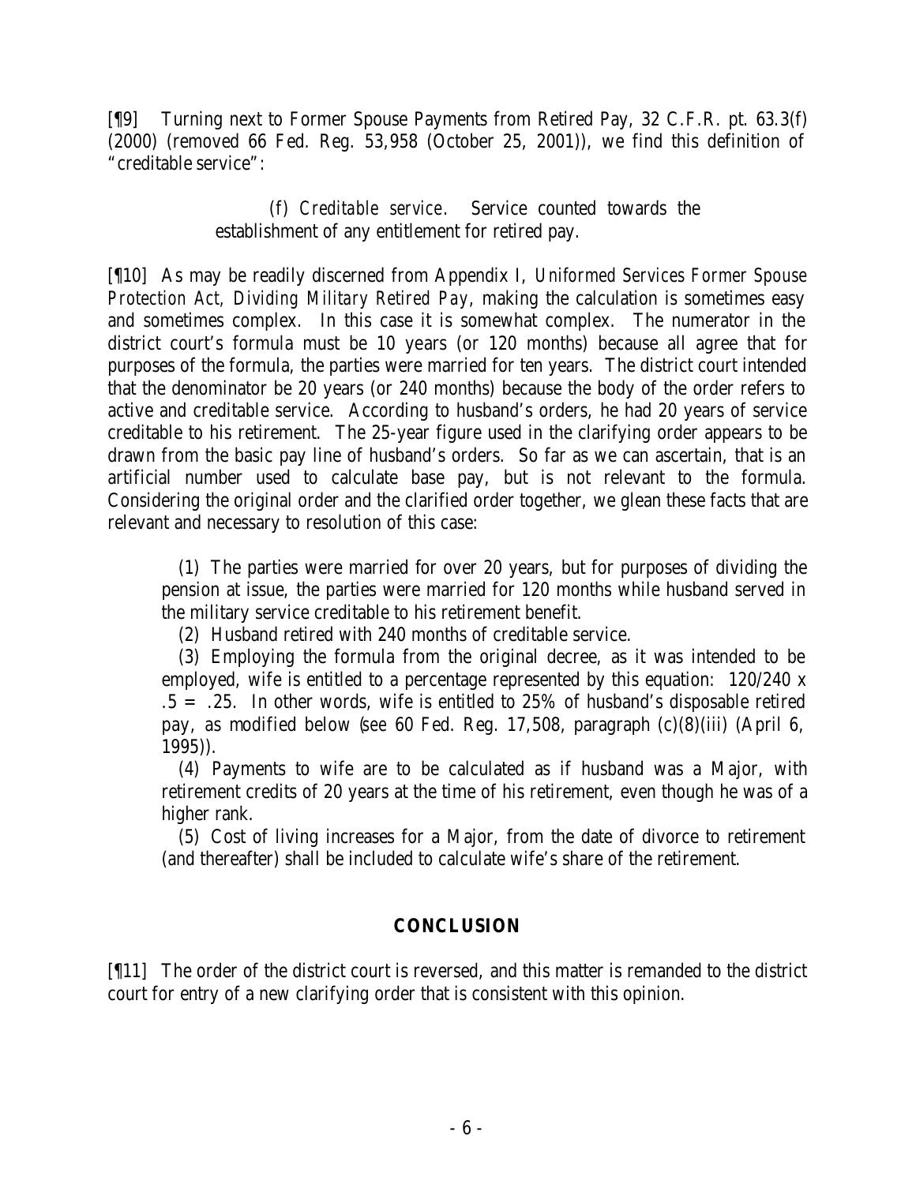[¶9] Turning next to Former Spouse Payments from Retired Pay, 32 C.F.R. pt. 63.3(f) (2000) (removed 66 Fed. Reg. 53,958 (October 25, 2001)), we find this definition of "creditable service":

> (f) *Creditable service*. Service counted towards the establishment of any entitlement for retired pay.

[¶10] As may be readily discerned from Appendix I, *Uniformed Services Former Spouse Protection Act, Dividing Military Retired Pay*, making the calculation is sometimes easy and sometimes complex. In this case it is somewhat complex. The numerator in the district court's formula must be 10 years (or 120 months) because all agree that for purposes of the formula, the parties were married for ten years. The district court intended that the denominator be 20 years (or 240 months) because the body of the order refers to active and creditable service. According to husband's orders, he had 20 years of service creditable to his retirement. The 25-year figure used in the clarifying order appears to be drawn from the basic pay line of husband's orders. So far as we can ascertain, that is an artificial number used to calculate base pay, but is not relevant to the formula. Considering the original order and the clarified order together, we glean these facts that are relevant and necessary to resolution of this case:

> (1) The parties were married for over 20 years, but for purposes of dividing the pension at issue, the parties were married for 120 months while husband served in the military service creditable to his retirement benefit.
>
> (2) Husband retired with 240 months of creditable service.
>
> (3) Employing the formula from the original decree, as it was intended to be employed, wife is entitled to a percentage represented by this equation: $120/240 \times .5 = .25$. In other words, wife is entitled to 25% of husband's disposable retired pay, as modified below (*see* 60 Fed. Reg. 17,508, paragraph (c)(8)(iii) (April 6, 1995)).
>
> (4) Payments to wife are to be calculated as if husband was a Major, with retirement credits of 20 years at the time of his retirement, even though he was of a higher rank.
>
> (5) Cost of living increases for a Major, from the date of divorce to retirement (and thereafter) shall be included to calculate wife's share of the retirement.

## CONCLUSION

[¶11] The order of the district court is reversed, and this matter is remanded to the district court for entry of a new clarifying order that is consistent with this opinion.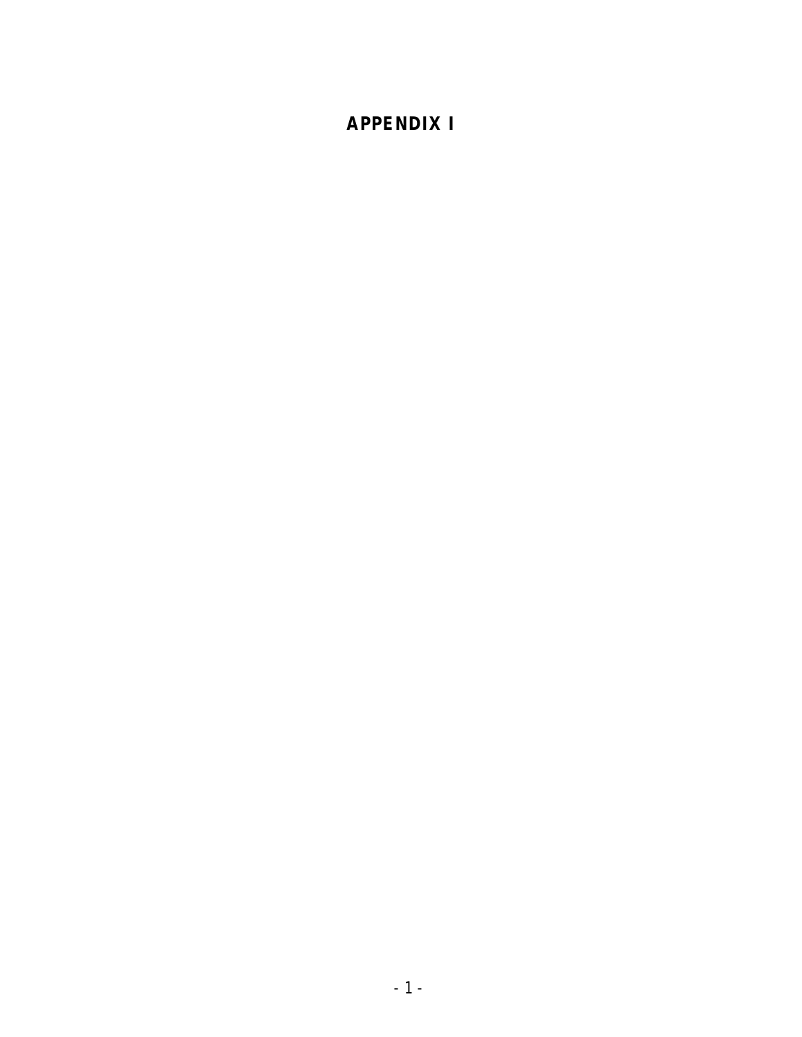# APPENDIX I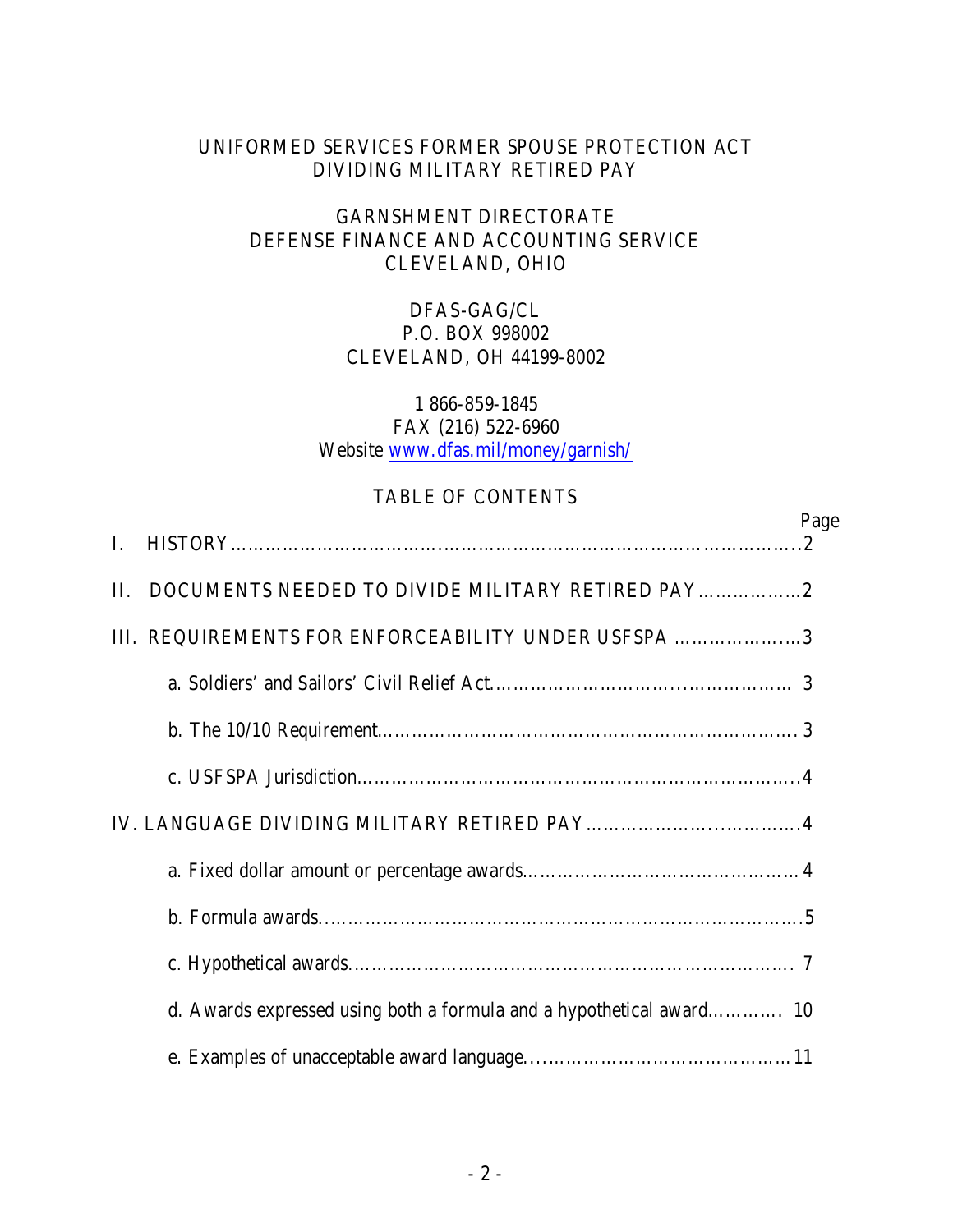UNIFORMED SERVICES FORMER SPOUSE PROTECTION ACT
DIVIDING MILITARY RETIRED PAY

GARNSHMENT DIRECTORATE
DEFENSE FINANCE AND ACCOUNTING SERVICE
CLEVELAND, OHIO

DFAS-GAG/CL
P.O. BOX 998002
CLEVELAND, OH 44199-8002

1 866-859-1845
FAX (216) 522-6960
Website www.dfas.mil/money/garnish/

## TABLE OF CONTENTS

| | Page |
|---|---|
| I. HISTORY | 2 |
| II. DOCUMENTS NEEDED TO DIVIDE MILITARY RETIRED PAY | 2 |
| III. REQUIREMENTS FOR ENFORCEABILITY UNDER USFSPA | 3 |
| a. Soldiers' and Sailors' Civil Relief Act | 3 |
| b. The 10/10 Requirement | 3 |
| c. USFSPA Jurisdiction | 4 |
| IV. LANGUAGE DIVIDING MILITARY RETIRED PAY | 4 |
| a. Fixed dollar amount or percentage awards | 4 |
| b. Formula awards | 5 |
| c. Hypothetical awards | 7 |
| d. Awards expressed using both a formula and a hypothetical award | 10 |
| e. Examples of unacceptable award language | 11 |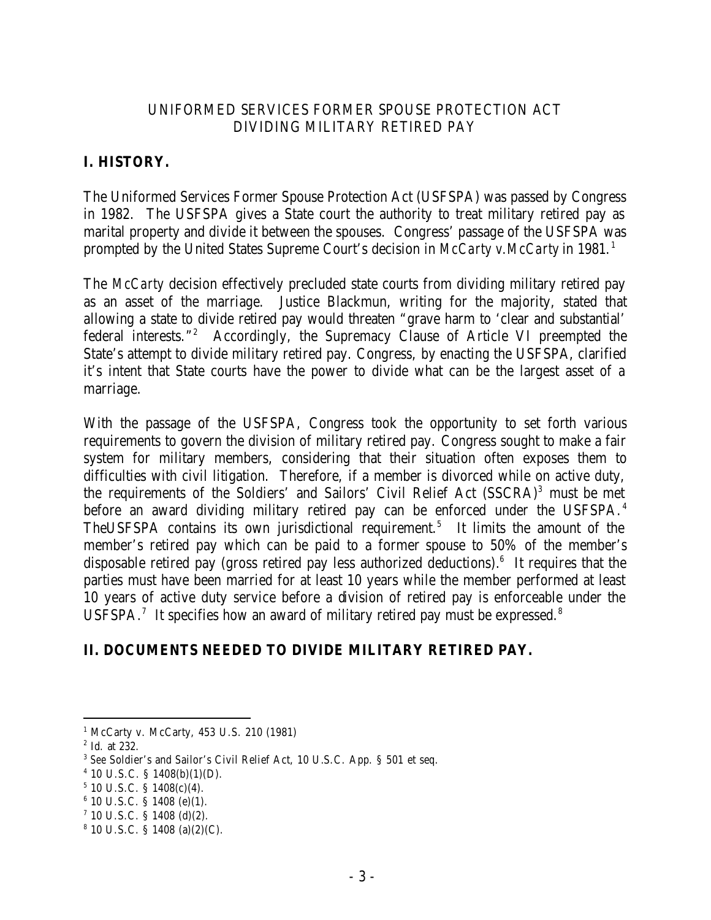# UNIFORMED SERVICES FORMER SPOUSE PROTECTION ACT
# DIVIDING MILITARY RETIRED PAY

## I. HISTORY.

The Uniformed Services Former Spouse Protection Act (USFSPA) was passed by Congress in 1982. The USFSPA gives a State court the authority to treat military retired pay as marital property and divide it between the spouses. Congress' passage of the USFSPA was prompted by the United States Supreme Court's decision in *McCarty v. McCarty* in 1981.[1]

The *McCarty* decision effectively precluded state courts from dividing military retired pay as an asset of the marriage. Justice Blackmun, writing for the majority, stated that allowing a state to divide retired pay would threaten "grave harm to 'clear and substantial' federal interests."[2] Accordingly, the Supremacy Clause of Article VI preempted the State's attempt to divide military retired pay. Congress, by enacting the USFSPA, clarified it's intent that State courts have the power to divide what can be the largest asset of a marriage.

With the passage of the USFSPA, Congress took the opportunity to set forth various requirements to govern the division of military retired pay. Congress sought to make a fair system for military members, considering that their situation often exposes them to difficulties with civil litigation. Therefore, if a member is divorced while on active duty, the requirements of the Soldiers' and Sailors' Civil Relief Act (SSCRA)[3] must be met before an award dividing military retired pay can be enforced under the USFSPA.[4] TheUSFSPA contains its own jurisdictional requirement.[5] It limits the amount of the member's retired pay which can be paid to a former spouse to 50% of the member's disposable retired pay (gross retired pay less authorized deductions).[6] It requires that the parties must have been married for at least 10 years while the member performed at least 10 years of active duty service before a division of retired pay is enforceable under the USFSPA.[7] It specifies how an award of military retired pay must be expressed.[8]

## II. DOCUMENTS NEEDED TO DIVIDE MILITARY RETIRED PAY.

---

[1] McCarty v. McCarty, 453 U.S. 210 (1981)

[2] Id. at 232.

[3] See Soldier's and Sailor's Civil Relief Act, 10 U.S.C. App. § 501 et seq.

[4] 10 U.S.C. § 1408(b)(1)(D).

[5] 10 U.S.C. § 1408(c)(4).

[6] 10 U.S.C. § 1408 (e)(1).

[7] 10 U.S.C. § 1408 (d)(2).

[8] 10 U.S.C. § 1408 (a)(2)(C).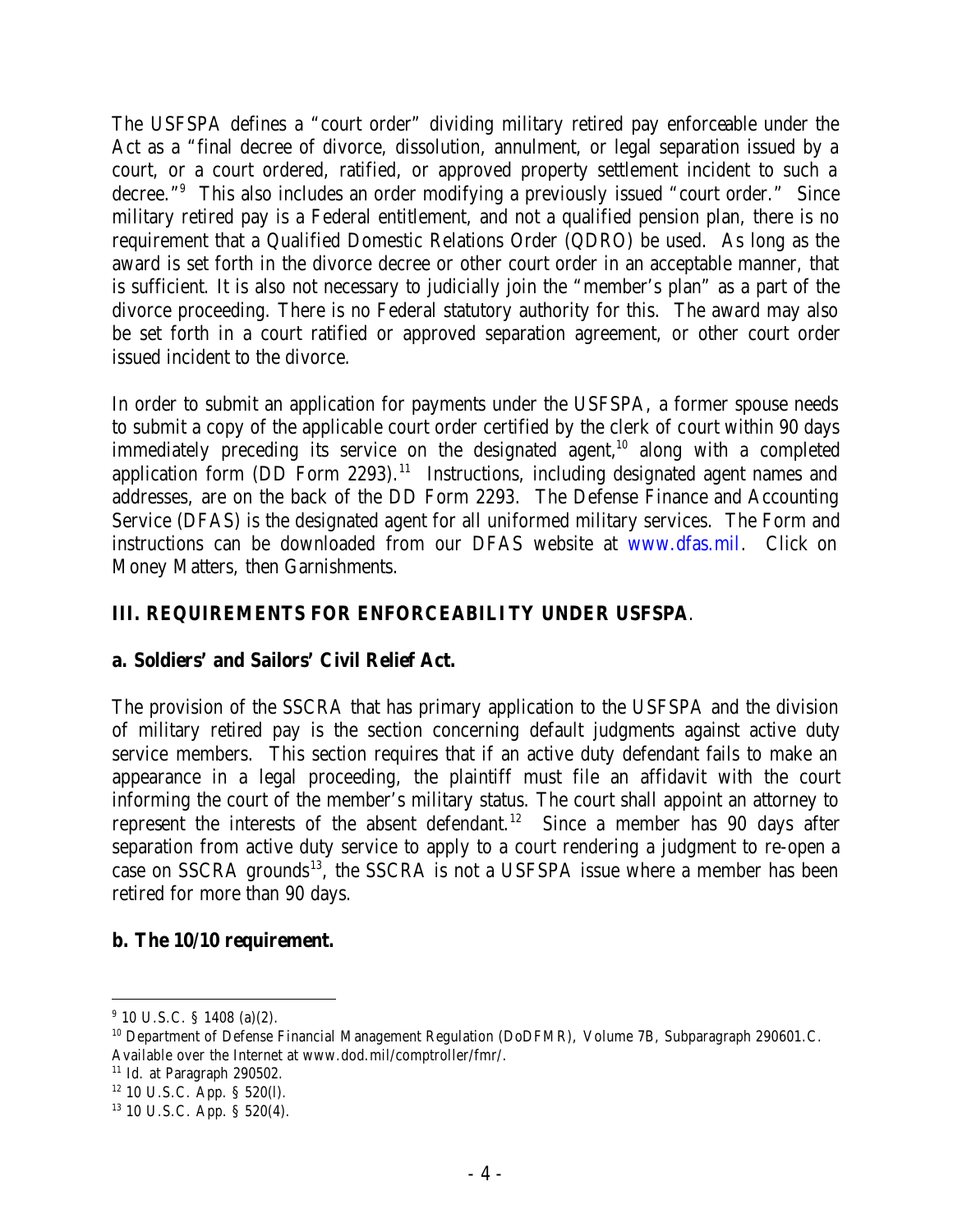The USFSPA defines a "court order" dividing military retired pay enforceable under the Act as a "final decree of divorce, dissolution, annulment, or legal separation issued by a court, or a court ordered, ratified, or approved property settlement incident to such a decree."[9] This also includes an order modifying a previously issued "court order." Since military retired pay is a Federal entitlement, and not a qualified pension plan, there is no requirement that a Qualified Domestic Relations Order (QDRO) be used. As long as the award is set forth in the divorce decree or other court order in an acceptable manner, that is sufficient. It is also not necessary to judicially join the "member's plan" as a part of the divorce proceeding. There is no Federal statutory authority for this. The award may also be set forth in a court ratified or approved separation agreement, or other court order issued incident to the divorce.

In order to submit an application for payments under the USFSPA, a former spouse needs to submit a copy of the applicable court order certified by the clerk of court within 90 days immediately preceding its service on the designated agent,[10] along with a completed application form (DD Form 2293).[11] Instructions, including designated agent names and addresses, are on the back of the DD Form 2293. The Defense Finance and Accounting Service (DFAS) is the designated agent for all uniformed military services. The Form and instructions can be downloaded from our DFAS website at www.dfas.mil. Click on Money Matters, then Garnishments.

## III. REQUIREMENTS FOR ENFORCEABILITY UNDER USFSPA.

### a. Soldiers' and Sailors' Civil Relief Act.

The provision of the SSCRA that has primary application to the USFSPA and the division of military retired pay is the section concerning default judgments against active duty service members. This section requires that if an active duty defendant fails to make an appearance in a legal proceeding, the plaintiff must file an affidavit with the court informing the court of the member's military status. The court shall appoint an attorney to represent the interests of the absent defendant.[12] Since a member has 90 days after separation from active duty service to apply to a court rendering a judgment to re-open a case on SSCRA grounds[13], the SSCRA is not a USFSPA issue where a member has been retired for more than 90 days.

### b. The 10/10 requirement.

---

[9] 10 U.S.C. § 1408 (a)(2).

[10] Department of Defense Financial Management Regulation (DoDFMR), Volume 7B, Subparagraph 290601.C. Available over the Internet at www.dod.mil/comptroller/fmr/.

[11] Id. at Paragraph 290502.

[12] 10 U.S.C. App. § 520(l).

[13] 10 U.S.C. App. § 520(4).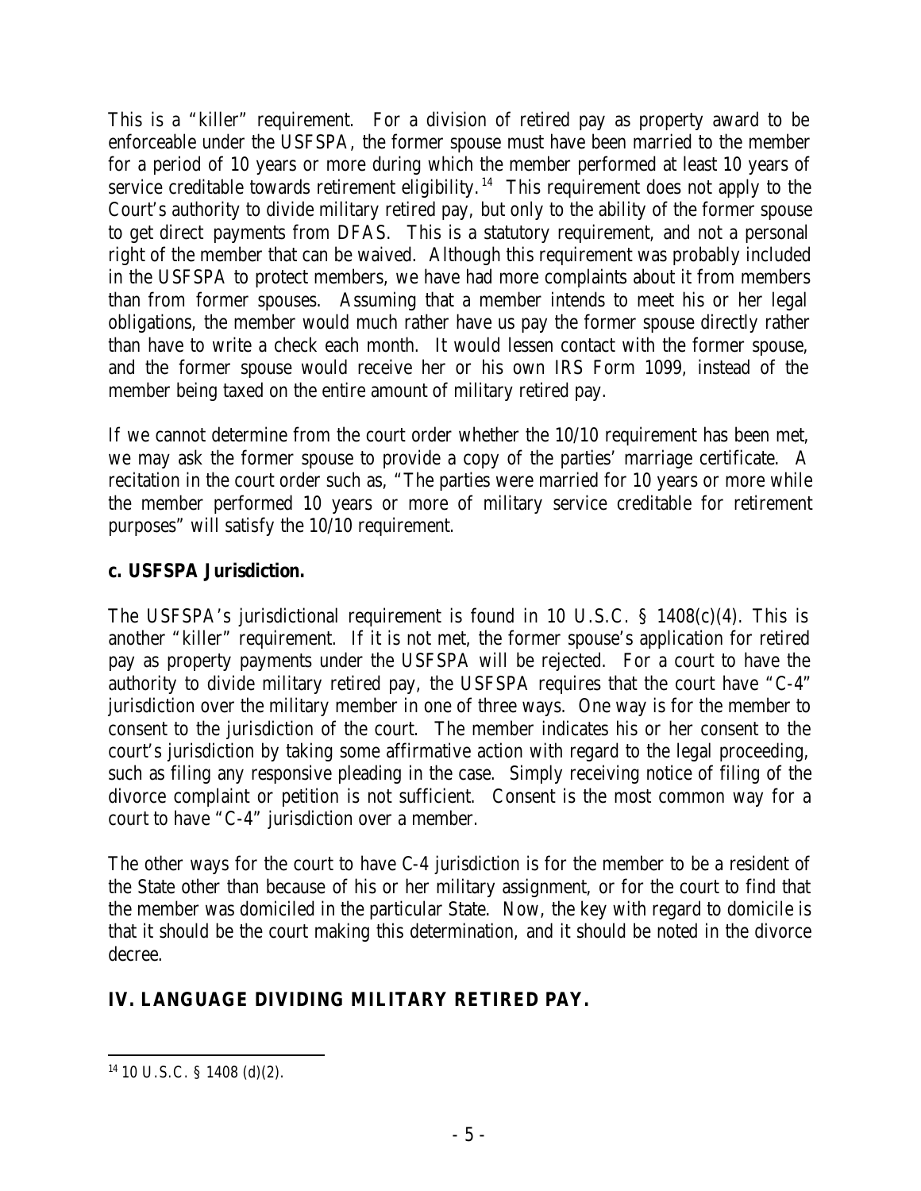This is a "killer" requirement. For a division of retired pay as property award to be enforceable under the USFSPA, the former spouse must have been married to the member for a period of 10 years or more during which the member performed at least 10 years of service creditable towards retirement eligibility.[14] This requirement does not apply to the Court's authority to divide military retired pay, but only to the ability of the former spouse to get direct payments from DFAS. This is a statutory requirement, and not a personal right of the member that can be waived. Although this requirement was probably included in the USFSPA to protect members, we have had more complaints about it from members than from former spouses. Assuming that a member intends to meet his or her legal obligations, the member would much rather have us pay the former spouse directly rather than have to write a check each month. It would lessen contact with the former spouse, and the former spouse would receive her or his own IRS Form 1099, instead of the member being taxed on the entire amount of military retired pay.

If we cannot determine from the court order whether the 10/10 requirement has been met, we may ask the former spouse to provide a copy of the parties' marriage certificate. A recitation in the court order such as, "The parties were married for 10 years or more while the member performed 10 years or more of military service creditable for retirement purposes" will satisfy the 10/10 requirement.

### c. USFSPA Jurisdiction.

The USFSPA's jurisdictional requirement is found in 10 U.S.C. § 1408(c)(4). This is another "killer" requirement. If it is not met, the former spouse's application for retired pay as property payments under the USFSPA will be rejected. For a court to have the authority to divide military retired pay, the USFSPA requires that the court have "C-4" jurisdiction over the military member in one of three ways. One way is for the member to consent to the jurisdiction of the court. The member indicates his or her consent to the court's jurisdiction by taking some affirmative action with regard to the legal proceeding, such as filing any responsive pleading in the case. Simply receiving notice of filing of the divorce complaint or petition is not sufficient. Consent is the most common way for a court to have "C-4" jurisdiction over a member.

The other ways for the court to have C-4 jurisdiction is for the member to be a resident of the State other than because of his or her military assignment, or for the court to find that the member was domiciled in the particular State. Now, the key with regard to domicile is that it should be the court making this determination, and it should be noted in the divorce decree.

## IV. LANGUAGE DIVIDING MILITARY RETIRED PAY.

---

[14] 10 U.S.C. § 1408 (d)(2).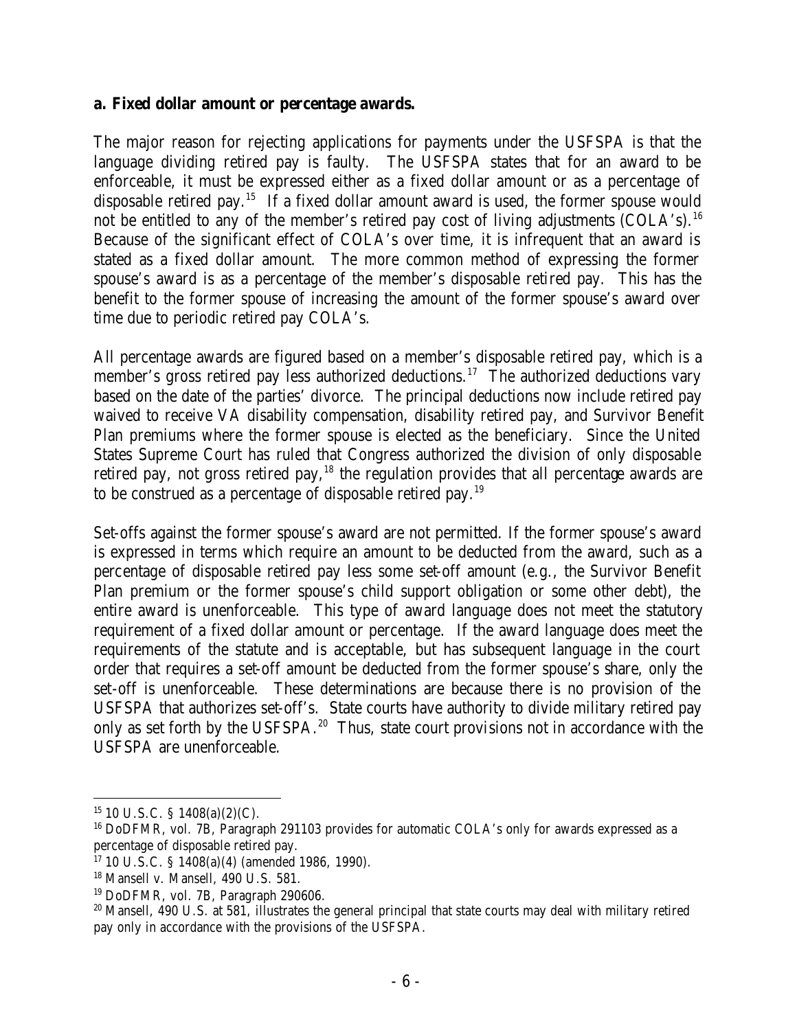**a. Fixed dollar amount or percentage awards.**

The major reason for rejecting applications for payments under the USFSPA is that the language dividing retired pay is faulty. The USFSPA states that for an award to be enforceable, it must be expressed either as a fixed dollar amount or as a percentage of disposable retired pay.[15] If a fixed dollar amount award is used, the former spouse would not be entitled to any of the member's retired pay cost of living adjustments (COLA's).[16] Because of the significant effect of COLA's over time, it is infrequent that an award is stated as a fixed dollar amount. The more common method of expressing the former spouse's award is as a percentage of the member's disposable retired pay. This has the benefit to the former spouse of increasing the amount of the former spouse's award over time due to periodic retired pay COLA's.

All percentage awards are figured based on a member's disposable retired pay, which is a member's gross retired pay less authorized deductions.[17] The authorized deductions vary based on the date of the parties' divorce. The principal deductions now include retired pay waived to receive VA disability compensation, disability retired pay, and Survivor Benefit Plan premiums where the former spouse is elected as the beneficiary. Since the United States Supreme Court has ruled that Congress authorized the division of only disposable retired pay, not gross retired pay,[18] the regulation provides that all percentage awards are to be construed as a percentage of disposable retired pay.[19]

Set-offs against the former spouse's award are not permitted. If the former spouse's award is expressed in terms which require an amount to be deducted from the award, such as a percentage of disposable retired pay less some set-off amount (e.g., the Survivor Benefit Plan premium or the former spouse's child support obligation or some other debt), the entire award is unenforceable. This type of award language does not meet the statutory requirement of a fixed dollar amount or percentage. If the award language does meet the requirements of the statute and is acceptable, but has subsequent language in the court order that requires a set-off amount be deducted from the former spouse's share, only the set-off is unenforceable. These determinations are because there is no provision of the USFSPA that authorizes set-off's. State courts have authority to divide military retired pay only as set forth by the USFSPA.[20] Thus, state court provisions not in accordance with the USFSPA are unenforceable.

---

[15] 10 U.S.C. § 1408(a)(2)(C).

[16] DoDFMR, vol. 7B, Paragraph 291103 provides for automatic COLA's only for awards expressed as a percentage of disposable retired pay.

[17] 10 U.S.C. § 1408(a)(4) (amended 1986, 1990).

[18] Mansell v. Mansell, 490 U.S. 581.

[19] DoDFMR, vol. 7B, Paragraph 290606.

[20] Mansell, 490 U.S. at 581, illustrates the general principal that state courts may deal with military retired pay only in accordance with the provisions of the USFSPA.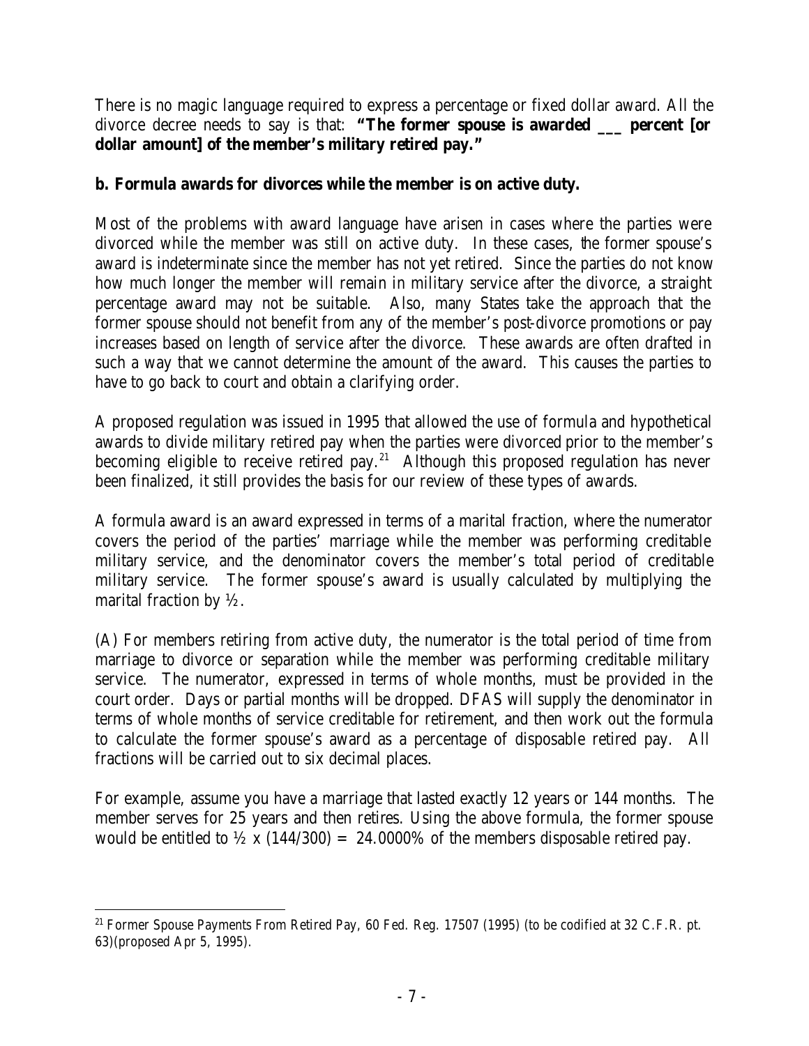There is no magic language required to express a percentage or fixed dollar award. All the divorce decree needs to say is that: **"The former spouse is awarded ___ percent [or dollar amount] of the member's military retired pay."**

**b. Formula awards for divorces while the member is on active duty.**

Most of the problems with award language have arisen in cases where the parties were divorced while the member was still on active duty. In these cases, the former spouse's award is indeterminate since the member has not yet retired. Since the parties do not know how much longer the member will remain in military service after the divorce, a straight percentage award may not be suitable. Also, many States take the approach that the former spouse should not benefit from any of the member's post-divorce promotions or pay increases based on length of service after the divorce. These awards are often drafted in such a way that we cannot determine the amount of the award. This causes the parties to have to go back to court and obtain a clarifying order.

A proposed regulation was issued in 1995 that allowed the use of formula and hypothetical awards to divide military retired pay when the parties were divorced prior to the member's becoming eligible to receive retired pay.[21] Although this proposed regulation has never been finalized, it still provides the basis for our review of these types of awards.

A formula award is an award expressed in terms of a marital fraction, where the numerator covers the period of the parties' marriage while the member was performing creditable military service, and the denominator covers the member's total period of creditable military service. The former spouse's award is usually calculated by multiplying the marital fraction by ½.

(A) For members retiring from active duty, the numerator is the total period of time from marriage to divorce or separation while the member was performing creditable military service. The numerator, expressed in terms of whole months, must be provided in the court order. Days or partial months will be dropped. DFAS will supply the denominator in terms of whole months of service creditable for retirement, and then work out the formula to calculate the former spouse's award as a percentage of disposable retired pay. All fractions will be carried out to six decimal places.

For example, assume you have a marriage that lasted exactly 12 years or 144 months. The member serves for 25 years and then retires. Using the above formula, the former spouse would be entitled to ½ x (144/300) = 24.0000% of the members disposable retired pay.

---

[21] Former Spouse Payments From Retired Pay, 60 Fed. Reg. 17507 (1995) (to be codified at 32 C.F.R. pt. 63)(proposed Apr 5, 1995).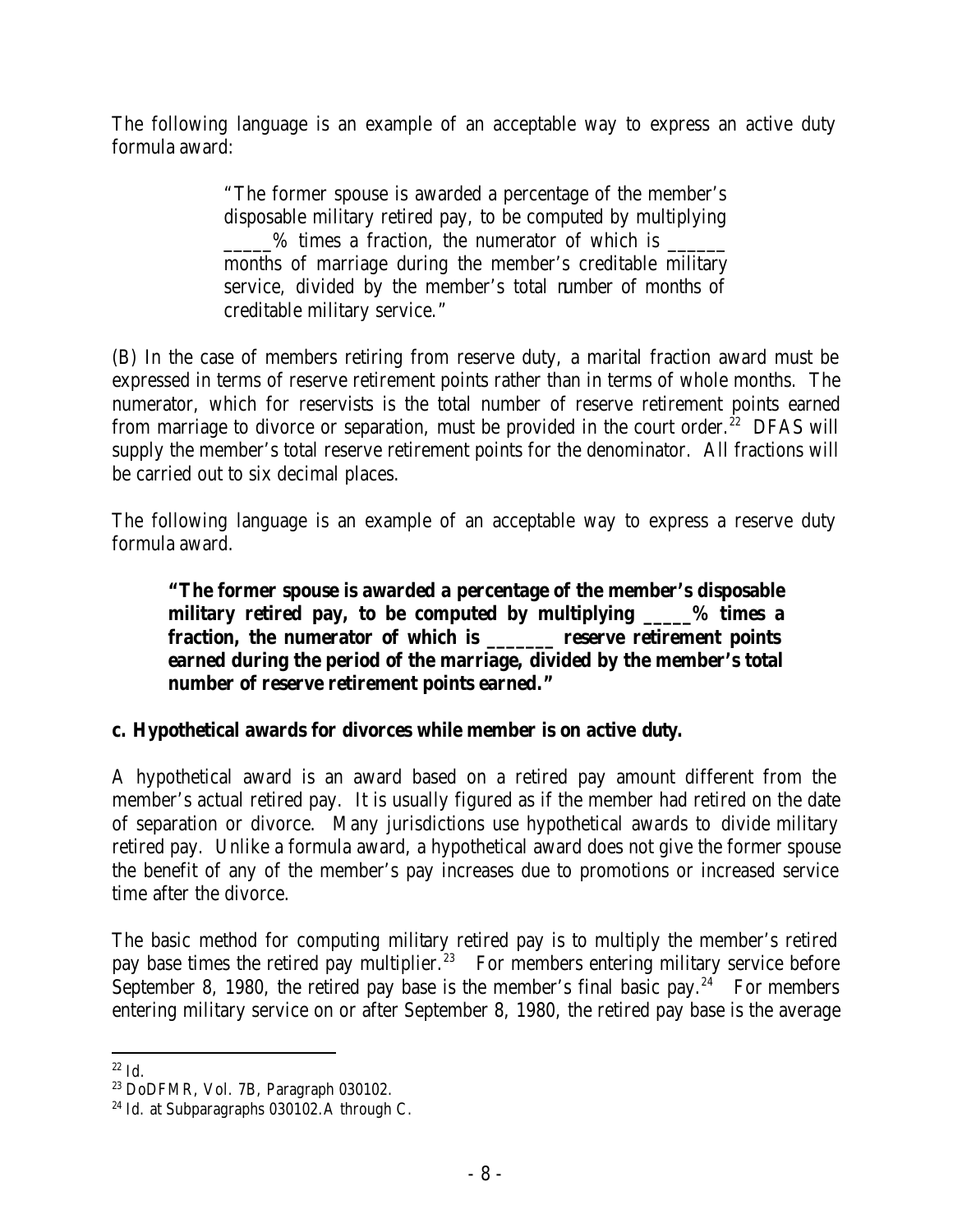The following language is an example of an acceptable way to express an active duty formula award:

> "The former spouse is awarded a percentage of the member's disposable military retired pay, to be computed by multiplying _____% times a fraction, the numerator of which is ______ months of marriage during the member's creditable military service, divided by the member's total number of months of creditable military service."

(B) In the case of members retiring from reserve duty, a marital fraction award must be expressed in terms of reserve retirement points rather than in terms of whole months. The numerator, which for reservists is the total number of reserve retirement points earned from marriage to divorce or separation, must be provided in the court order.[22] DFAS will supply the member's total reserve retirement points for the denominator. All fractions will be carried out to six decimal places.

The following language is an example of an acceptable way to express a reserve duty formula award.

> **"The former spouse is awarded a percentage of the member's disposable military retired pay, to be computed by multiplying _____% times a fraction, the numerator of which is _______ reserve retirement points earned during the period of the marriage, divided by the member's total number of reserve retirement points earned."**

**c. Hypothetical awards for divorces while member is on active duty.**

A hypothetical award is an award based on a retired pay amount different from the member's actual retired pay. It is usually figured as if the member had retired on the date of separation or divorce. Many jurisdictions use hypothetical awards to divide military retired pay. Unlike a formula award, a hypothetical award does not give the former spouse the benefit of any of the member's pay increases due to promotions or increased service time after the divorce.

The basic method for computing military retired pay is to multiply the member's retired pay base times the retired pay multiplier.[23] For members entering military service before September 8, 1980, the retired pay base is the member's final basic pay.[24] For members entering military service on or after September 8, 1980, the retired pay base is the average

---

[22] Id.

[23] DoDFMR, Vol. 7B, Paragraph 030102.

[24] Id. at Subparagraphs 030102.A through C.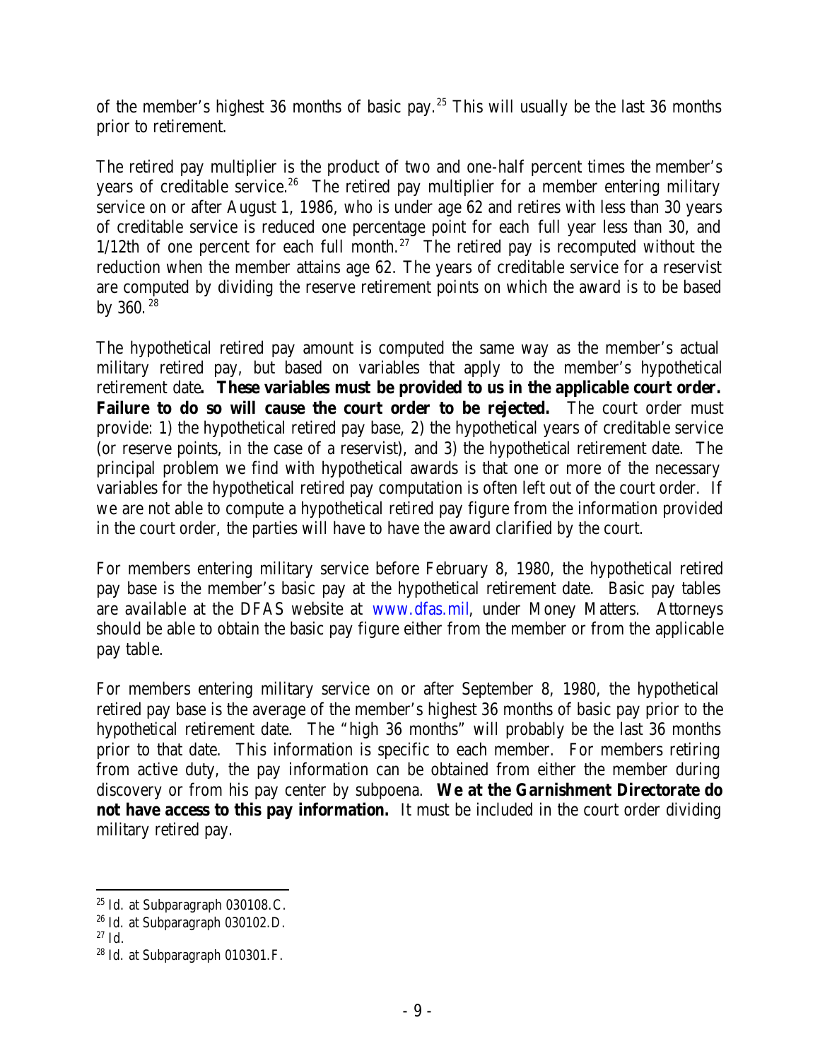of the member's highest 36 months of basic pay.[25] This will usually be the last 36 months prior to retirement.

The retired pay multiplier is the product of two and one-half percent times the member's years of creditable service.[26] The retired pay multiplier for a member entering military service on or after August 1, 1986, who is under age 62 and retires with less than 30 years of creditable service is reduced one percentage point for each full year less than 30, and 1/12th of one percent for each full month.[27] The retired pay is recomputed without the reduction when the member attains age 62. The years of creditable service for a reservist are computed by dividing the reserve retirement points on which the award is to be based by 360.[28]

The hypothetical retired pay amount is computed the same way as the member's actual military retired pay, but based on variables that apply to the member's hypothetical retirement date**. These variables must be provided to us in the applicable court order. Failure to do so will cause the court order to be rejected.** The court order must provide: 1) the hypothetical retired pay base, 2) the hypothetical years of creditable service (or reserve points, in the case of a reservist), and 3) the hypothetical retirement date. The principal problem we find with hypothetical awards is that one or more of the necessary variables for the hypothetical retired pay computation is often left out of the court order. If we are not able to compute a hypothetical retired pay figure from the information provided in the court order, the parties will have to have the award clarified by the court.

For members entering military service before February 8, 1980, the hypothetical retired pay base is the member's basic pay at the hypothetical retirement date. Basic pay tables are available at the DFAS website at www.dfas.mil, under Money Matters. Attorneys should be able to obtain the basic pay figure either from the member or from the applicable pay table.

For members entering military service on or after September 8, 1980, the hypothetical retired pay base is the average of the member's highest 36 months of basic pay prior to the hypothetical retirement date. The "high 36 months" will probably be the last 36 months prior to that date. This information is specific to each member. For members retiring from active duty, the pay information can be obtained from either the member during discovery or from his pay center by subpoena. **We at the Garnishment Directorate do not have access to this pay information.** It must be included in the court order dividing military retired pay.

---

[25] Id. at Subparagraph 030108.C.

[26] Id. at Subparagraph 030102.D.

[27] Id.

[28] Id. at Subparagraph 010301.F.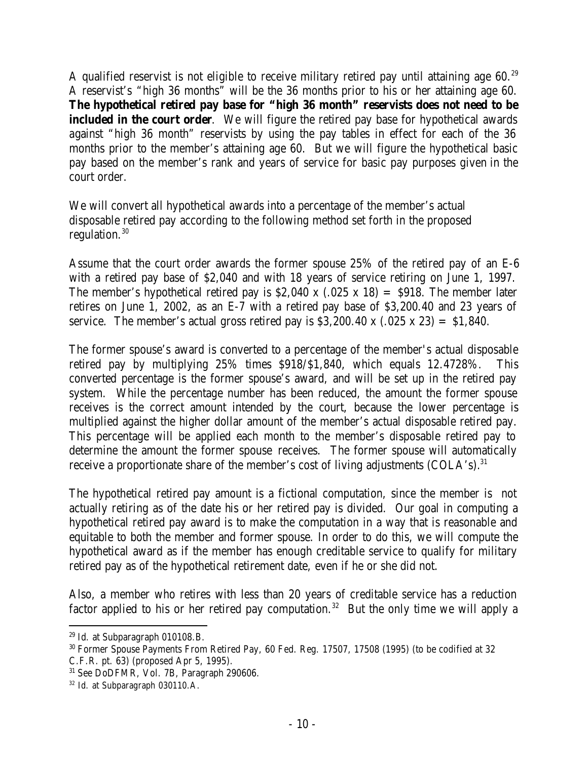A qualified reservist is not eligible to receive military retired pay until attaining age 60.[29] A reservist's "high 36 months" will be the 36 months prior to his or her attaining age 60. **The hypothetical retired pay base for "high 36 month" reservists does not need to be included in the court order**. We will figure the retired pay base for hypothetical awards against "high 36 month" reservists by using the pay tables in effect for each of the 36 months prior to the member's attaining age 60. But we will figure the hypothetical basic pay based on the member's rank and years of service for basic pay purposes given in the court order.

We will convert all hypothetical awards into a percentage of the member's actual disposable retired pay according to the following method set forth in the proposed regulation.[30]

Assume that the court order awards the former spouse 25% of the retired pay of an E-6 with a retired pay base of $2,040 and with 18 years of service retiring on June 1, 1997. The member's hypothetical retired pay is $2,040 x (.025 x 18) = $918. The member later retires on June 1, 2002, as an E-7 with a retired pay base of $3,200.40 and 23 years of service. The member's actual gross retired pay is $3,200.40 x (.025 x 23) = $1,840.

The former spouse's award is converted to a percentage of the member's actual disposable retired pay by multiplying 25% times $918/$1,840, which equals 12.4728%. This converted percentage is the former spouse's award, and will be set up in the retired pay system. While the percentage number has been reduced, the amount the former spouse receives is the correct amount intended by the court, because the lower percentage is multiplied against the higher dollar amount of the member's actual disposable retired pay. This percentage will be applied each month to the member's disposable retired pay to determine the amount the former spouse receives. The former spouse will automatically receive a proportionate share of the member's cost of living adjustments (COLA's).[31]

The hypothetical retired pay amount is a fictional computation, since the member is not actually retiring as of the date his or her retired pay is divided. Our goal in computing a hypothetical retired pay award is to make the computation in a way that is reasonable and equitable to both the member and former spouse. In order to do this, we will compute the hypothetical award as if the member has enough creditable service to qualify for military retired pay as of the hypothetical retirement date, even if he or she did not.

Also, a member who retires with less than 20 years of creditable service has a reduction factor applied to his or her retired pay computation.[32] But the only time we will apply a

---

[29] Id. at Subparagraph 010108.B.

[30] Former Spouse Payments From Retired Pay, 60 Fed. Reg. 17507, 17508 (1995) (to be codified at 32 C.F.R. pt. 63) (proposed Apr 5, 1995).

[31] See DoDFMR, Vol. 7B, Paragraph 290606.

[32] Id. at Subparagraph 030110.A.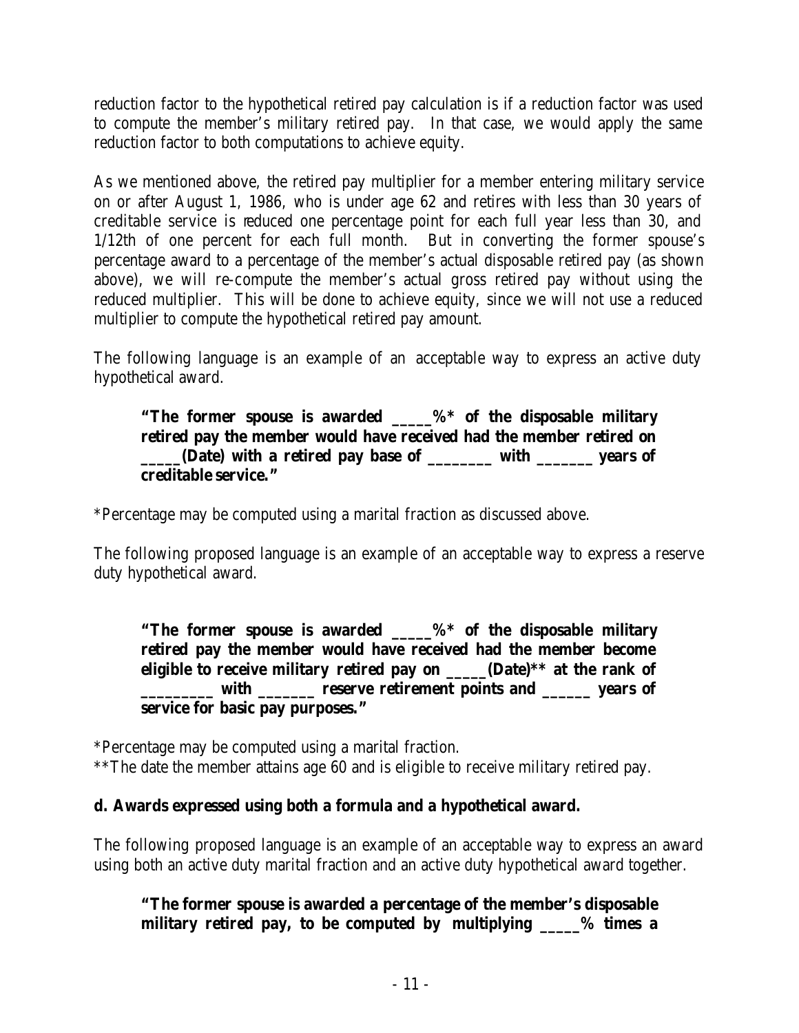reduction factor to the hypothetical retired pay calculation is if a reduction factor was used to compute the member's military retired pay. In that case, we would apply the same reduction factor to both computations to achieve equity.

As we mentioned above, the retired pay multiplier for a member entering military service on or after August 1, 1986, who is under age 62 and retires with less than 30 years of creditable service is reduced one percentage point for each full year less than 30, and 1/12th of one percent for each full month. But in converting the former spouse's percentage award to a percentage of the member's actual disposable retired pay (as shown above), we will re-compute the member's actual gross retired pay without using the reduced multiplier. This will be done to achieve equity, since we will not use a reduced multiplier to compute the hypothetical retired pay amount.

The following language is an example of an acceptable way to express an active duty hypothetical award.

> **"The former spouse is awarded _____%* of the disposable military retired pay the member would have received had the member retired on _____(Date) with a retired pay base of ________ with _______ years of creditable service."**

*Percentage may be computed using a marital fraction as discussed above.

The following proposed language is an example of an acceptable way to express a reserve duty hypothetical award.

> **"The former spouse is awarded _____%* of the disposable military retired pay the member would have received had the member become eligible to receive military retired pay on _____(Date)** at the rank of _________ with _______ reserve retirement points and ______ years of service for basic pay purposes."**

*Percentage may be computed using a marital fraction.
**The date the member attains age 60 and is eligible to receive military retired pay.

**d. Awards expressed using both a formula and a hypothetical award.**

The following proposed language is an example of an acceptable way to express an award using both an active duty marital fraction and an active duty hypothetical award together.

> **"The former spouse is awarded a percentage of the member's disposable military retired pay, to be computed by multiplying _____% times a**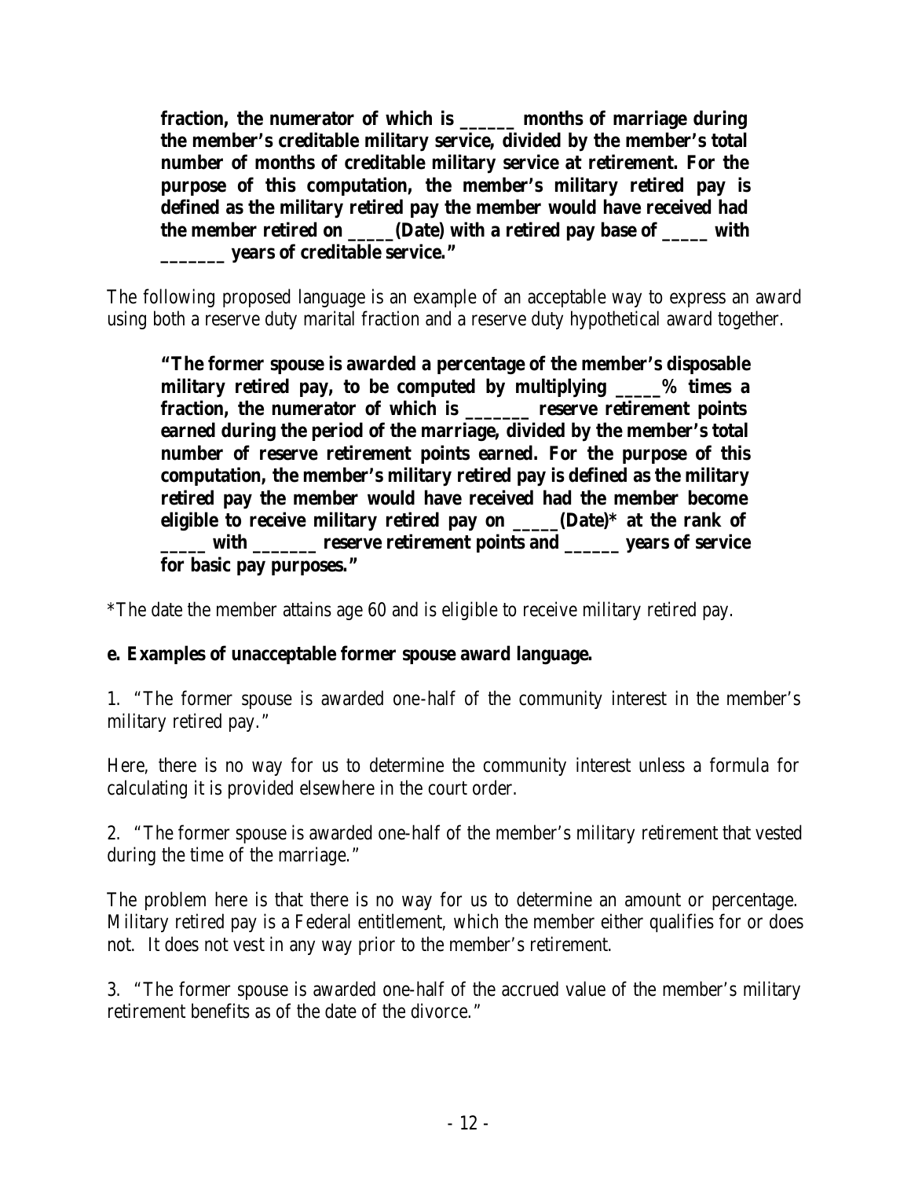**fraction, the numerator of which is ______ months of marriage during the member's creditable military service, divided by the member's total number of months of creditable military service at retirement. For the purpose of this computation, the member's military retired pay is defined as the military retired pay the member would have received had the member retired on _____(Date) with a retired pay base of _____ with _______ years of creditable service."**

The following proposed language is an example of an acceptable way to express an award using both a reserve duty marital fraction and a reserve duty hypothetical award together.

**"The former spouse is awarded a percentage of the member's disposable military retired pay, to be computed by multiplying _____% times a fraction, the numerator of which is _______ reserve retirement points earned during the period of the marriage, divided by the member's total number of reserve retirement points earned. For the purpose of this computation, the member's military retired pay is defined as the military retired pay the member would have received had the member become eligible to receive military retired pay on _____(Date)* at the rank of _____ with _______ reserve retirement points and ______ years of service for basic pay purposes."**

*The date the member attains age 60 and is eligible to receive military retired pay.

**e. Examples of unacceptable former spouse award language.**

1. "The former spouse is awarded one-half of the community interest in the member's military retired pay."

Here, there is no way for us to determine the community interest unless a formula for calculating it is provided elsewhere in the court order.

2. "The former spouse is awarded one-half of the member's military retirement that vested during the time of the marriage."

The problem here is that there is no way for us to determine an amount or percentage. Military retired pay is a Federal entitlement, which the member either qualifies for or does not. It does not vest in any way prior to the member's retirement.

3. "The former spouse is awarded one-half of the accrued value of the member's military retirement benefits as of the date of the divorce."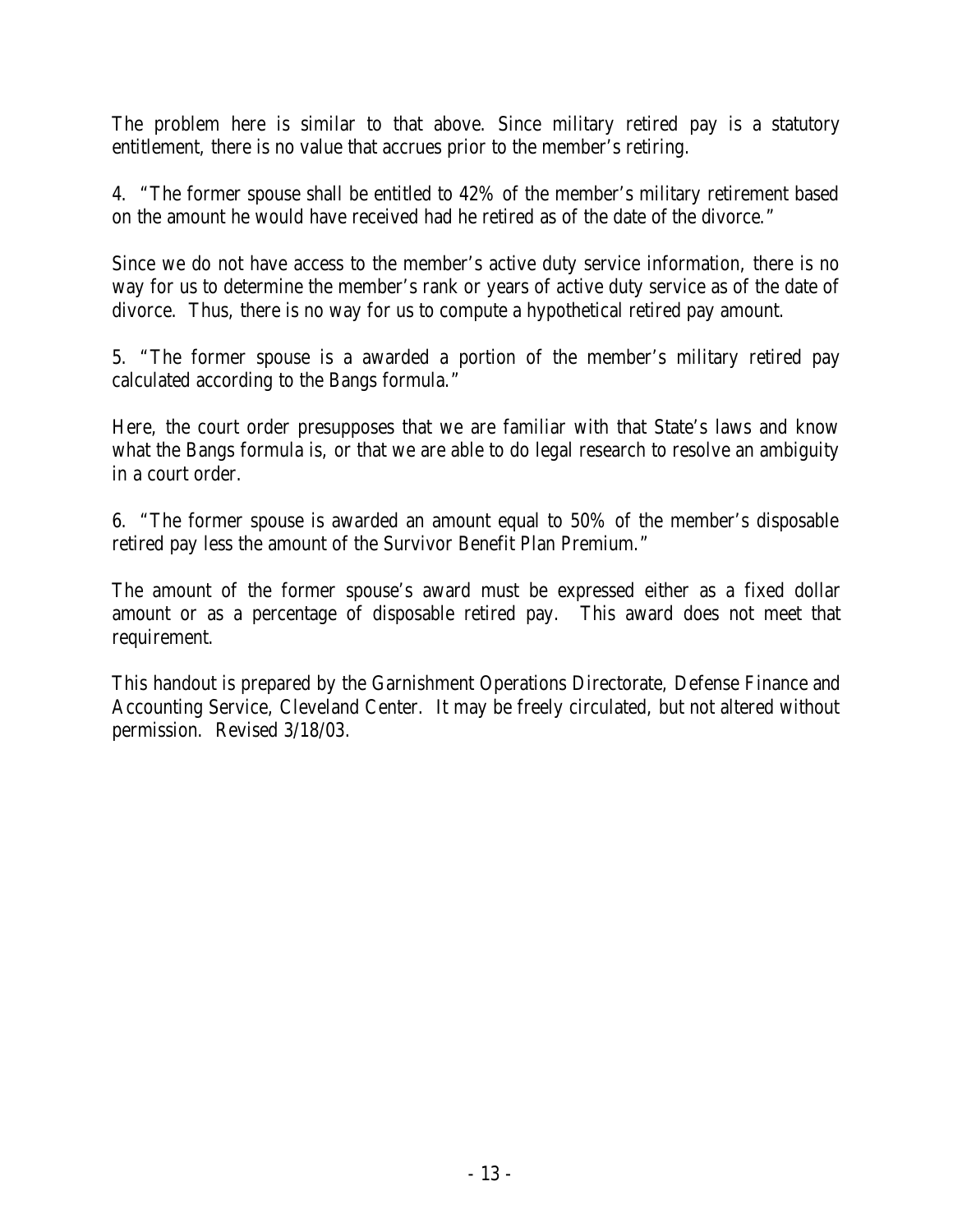The problem here is similar to that above. Since military retired pay is a statutory entitlement, there is no value that accrues prior to the member's retiring.

4. "The former spouse shall be entitled to 42% of the member's military retirement based on the amount he would have received had he retired as of the date of the divorce."

Since we do not have access to the member's active duty service information, there is no way for us to determine the member's rank or years of active duty service as of the date of divorce. Thus, there is no way for us to compute a hypothetical retired pay amount.

5. "The former spouse is a awarded a portion of the member's military retired pay calculated according to the Bangs formula."

Here, the court order presupposes that we are familiar with that State's laws and know what the Bangs formula is, or that we are able to do legal research to resolve an ambiguity in a court order.

6. "The former spouse is awarded an amount equal to 50% of the member's disposable retired pay less the amount of the Survivor Benefit Plan Premium."

The amount of the former spouse's award must be expressed either as a fixed dollar amount or as a percentage of disposable retired pay. This award does not meet that requirement.

This handout is prepared by the Garnishment Operations Directorate, Defense Finance and Accounting Service, Cleveland Center. It may be freely circulated, but not altered without permission. Revised 3/18/03.